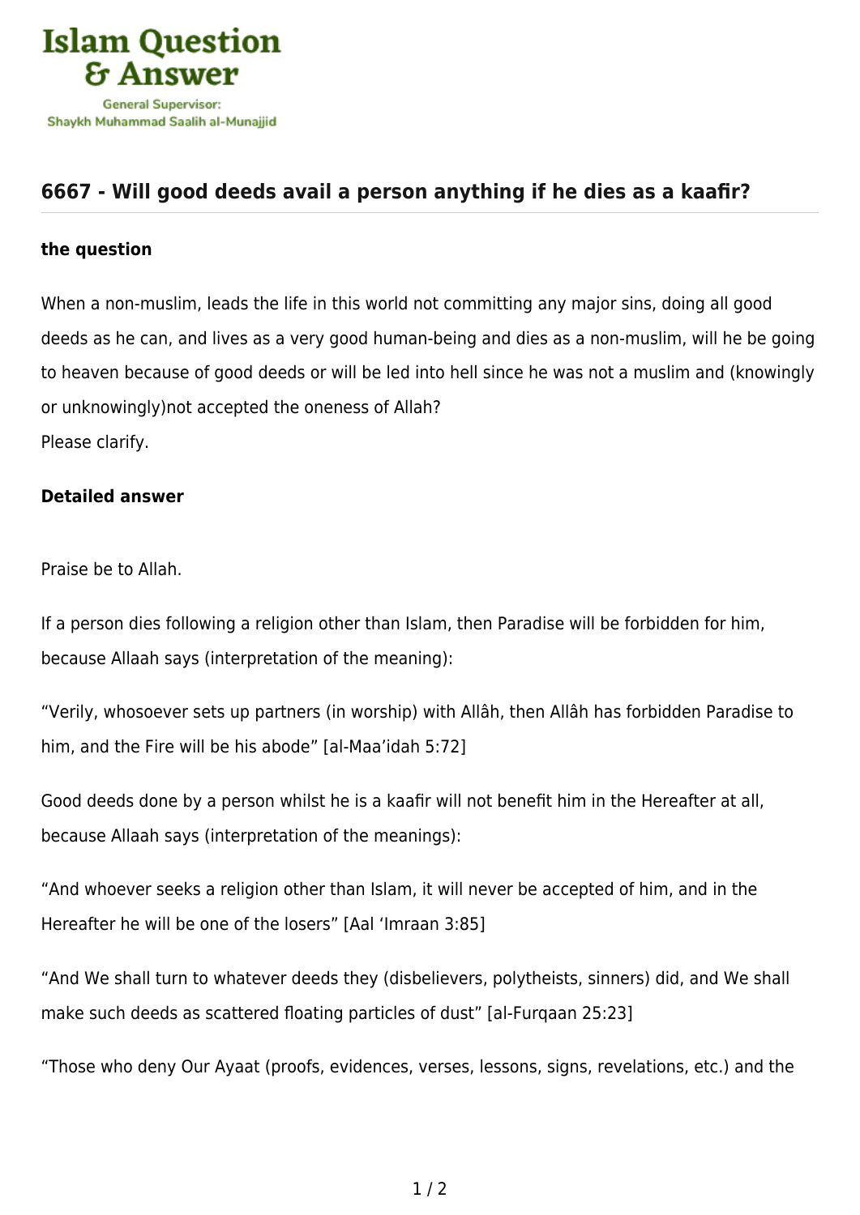Islam Question & Answer

General Supervisor: Shaykh Muhammad Saalih al-Munajjid

## 6667 - Will good deeds avail a person anything if he dies as a kaafir?

### the question

When a non-muslim, leads the life in this world not committing any major sins, doing all good deeds as he can, and lives as a very good human-being and dies as a non-muslim, will he be going to heaven because of good deeds or will be led into hell since he was not a muslim and (knowingly or unknowingly)not accepted the oneness of Allah?
Please clarify.

### Detailed answer

Praise be to Allah.

If a person dies following a religion other than Islam, then Paradise will be forbidden for him, because Allaah says (interpretation of the meaning):

"Verily, whosoever sets up partners (in worship) with Allâh, then Allâh has forbidden Paradise to him, and the Fire will be his abode" [al-Maa'idah 5:72]

Good deeds done by a person whilst he is a kaafir will not benefit him in the Hereafter at all, because Allaah says (interpretation of the meanings):

"And whoever seeks a religion other than Islam, it will never be accepted of him, and in the Hereafter he will be one of the losers" [Aal 'Imraan 3:85]

"And We shall turn to whatever deeds they (disbelievers, polytheists, sinners) did, and We shall make such deeds as scattered floating particles of dust" [al-Furqaan 25:23]

"Those who deny Our Ayaat (proofs, evidences, verses, lessons, signs, revelations, etc.) and the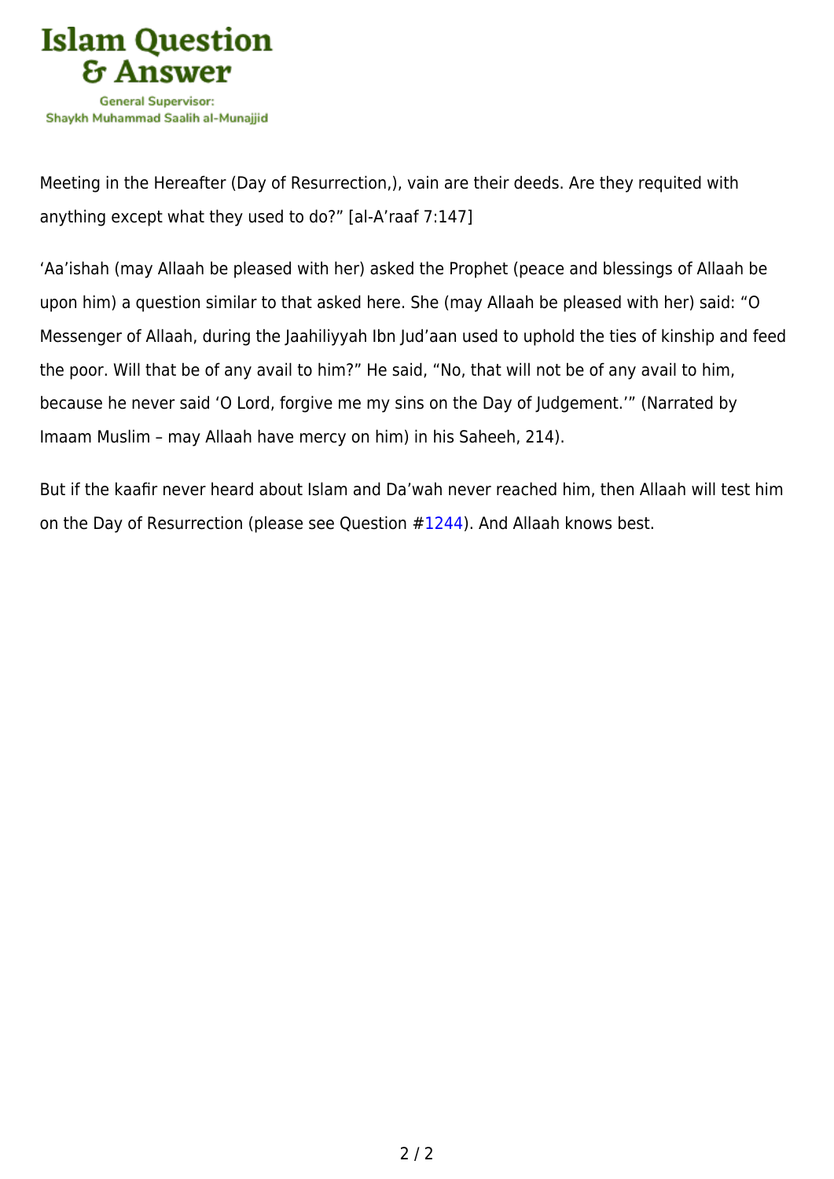Meeting in the Hereafter (Day of Resurrection,), vain are their deeds. Are they requited with anything except what they used to do?" [al-A'raaf 7:147]

'Aa'ishah (may Allaah be pleased with her) asked the Prophet (peace and blessings of Allaah be upon him) a question similar to that asked here. She (may Allaah be pleased with her) said: "O Messenger of Allaah, during the Jaahiliyyah Ibn Jud'aan used to uphold the ties of kinship and feed the poor. Will that be of any avail to him?" He said, "No, that will not be of any avail to him, because he never said 'O Lord, forgive me my sins on the Day of Judgement.'" (Narrated by Imaam Muslim – may Allaah have mercy on him) in his Saheeh, 214).

But if the kaafir never heard about Islam and Da'wah never reached him, then Allaah will test him on the Day of Resurrection (please see Question #1244). And Allaah knows best.